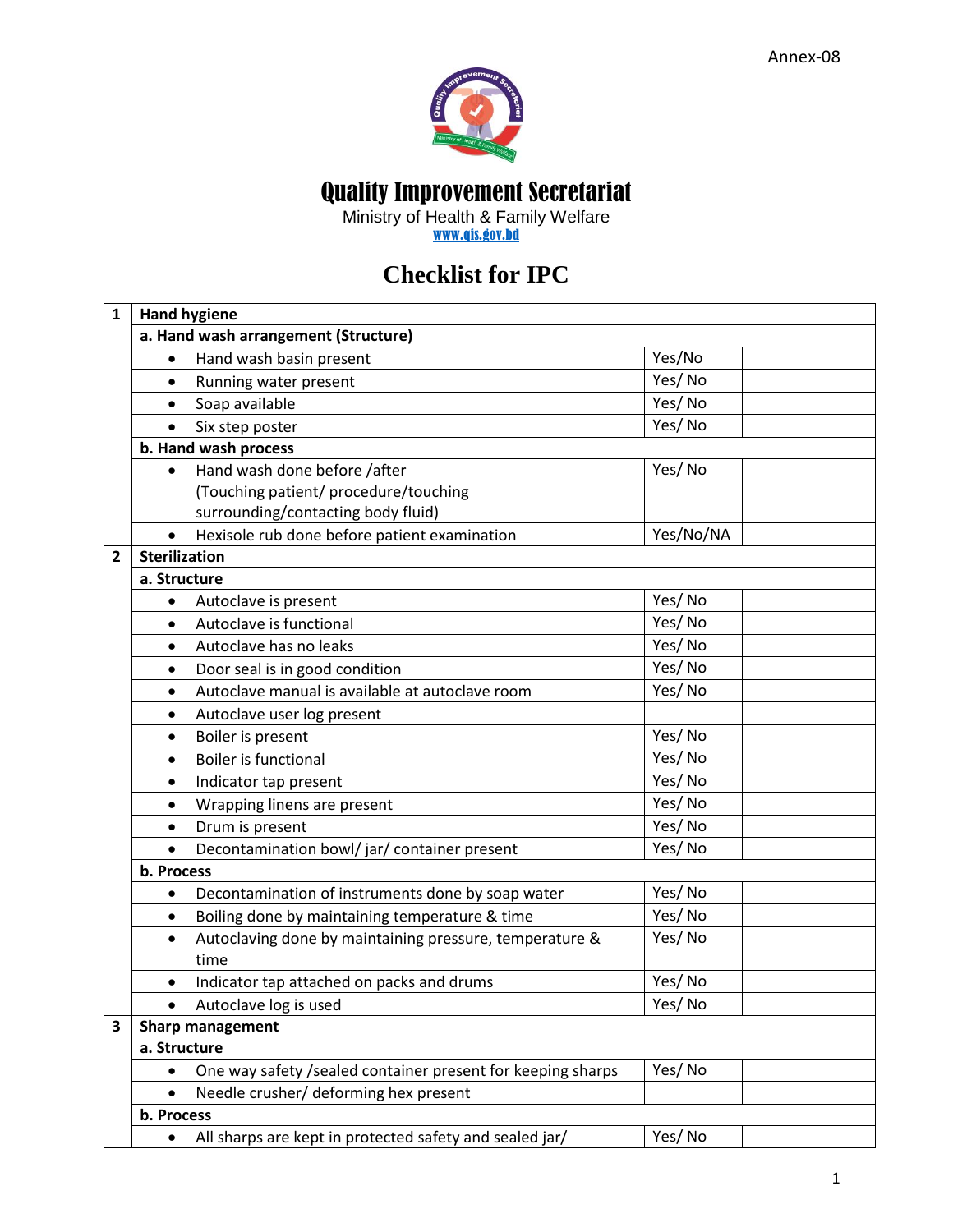Annex-08

# Quality Improvement Secretariat

Ministry of Health & Family Welfare

www.qis.gov.bd

## Checklist for IPC

| | | | |
|---|---|---|---|
| **1** | **Hand hygiene** | | |
| | **a. Hand wash arrangement (Structure)** | | |
| | • Hand wash basin present | Yes/No | |
| | • Running water present | Yes/ No | |
| | • Soap available | Yes/ No | |
| | • Six step poster | Yes/ No | |
| | **b. Hand wash process** | | |
| | • Hand wash done before /after (Touching patient/ procedure/touching surrounding/contacting body fluid) | Yes/ No | |
| | • Hexisole rub done before patient examination | Yes/No/NA | |
| **2** | **Sterilization** | | |
| | **a. Structure** | | |
| | • Autoclave is present | Yes/ No | |
| | • Autoclave is functional | Yes/ No | |
| | • Autoclave has no leaks | Yes/ No | |
| | • Door seal is in good condition | Yes/ No | |
| | • Autoclave manual is available at autoclave room | Yes/ No | |
| | • Autoclave user log present | | |
| | • Boiler is present | Yes/ No | |
| | • Boiler is functional | Yes/ No | |
| | • Indicator tap present | Yes/ No | |
| | • Wrapping linens are present | Yes/ No | |
| | • Drum is present | Yes/ No | |
| | • Decontamination bowl/ jar/ container present | Yes/ No | |
| | **b. Process** | | |
| | • Decontamination of instruments done by soap water | Yes/ No | |
| | • Boiling done by maintaining temperature & time | Yes/ No | |
| | • Autoclaving done by maintaining pressure, temperature & time | Yes/ No | |
| | • Indicator tap attached on packs and drums | Yes/ No | |
| | • Autoclave log is used | Yes/ No | |
| **3** | **Sharp management** | | |
| | **a. Structure** | | |
| | • One way safety /sealed container present for keeping sharps | Yes/ No | |
| | • Needle crusher/ deforming hex present | | |
| | **b. Process** | | |
| | • All sharps are kept in protected safety and sealed jar/ | Yes/ No | |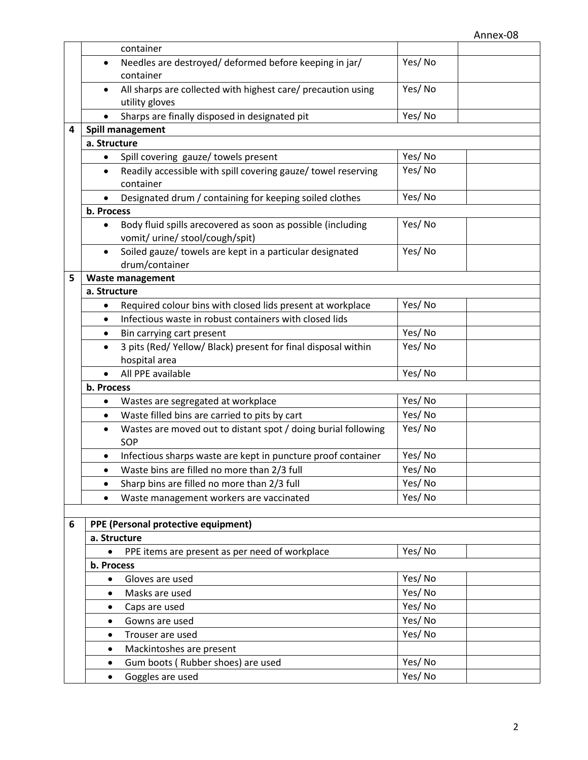| | | | |
|---|---|---|---|
| | container | | |
| | • Needles are destroyed/ deformed before keeping in jar/ container | Yes/ No | |
| | • All sharps are collected with highest care/ precaution using utility gloves | Yes/ No | |
| | • Sharps are finally disposed in designated pit | Yes/ No | |
| 4 | **Spill management** | | |
| | **a. Structure** | | |
| | • Spill covering gauze/ towels present | Yes/ No | |
| | • Readily accessible with spill covering gauze/ towel reserving container | Yes/ No | |
| | • Designated drum / containing for keeping soiled clothes | Yes/ No | |
| | **b. Process** | | |
| | • Body fluid spills arecovered as soon as possible (including vomit/ urine/ stool/cough/spit) | Yes/ No | |
| | • Soiled gauze/ towels are kept in a particular designated drum/container | Yes/ No | |
| 5 | **Waste management** | | |
| | **a. Structure** | | |
| | • Required colour bins with closed lids present at workplace | Yes/ No | |
| | • Infectious waste in robust containers with closed lids | | |
| | • Bin carrying cart present | Yes/ No | |
| | • 3 pits (Red/ Yellow/ Black) present for final disposal within hospital area | Yes/ No | |
| | • All PPE available | Yes/ No | |
| | **b. Process** | | |
| | • Wastes are segregated at workplace | Yes/ No | |
| | • Waste filled bins are carried to pits by cart | Yes/ No | |
| | • Wastes are moved out to distant spot / doing burial following SOP | Yes/ No | |
| | • Infectious sharps waste are kept in puncture proof container | Yes/ No | |
| | • Waste bins are filled no more than 2/3 full | Yes/ No | |
| | • Sharp bins are filled no more than 2/3 full | Yes/ No | |
| | • Waste management workers are vaccinated | Yes/ No | |
| | | | |
| 6 | **PPE (Personal protective equipment)** | | |
| | **a. Structure** | | |
| | • PPE items are present as per need of workplace | Yes/ No | |
| | **b. Process** | | |
| | • Gloves are used | Yes/ No | |
| | • Masks are used | Yes/ No | |
| | • Caps are used | Yes/ No | |
| | • Gowns are used | Yes/ No | |
| | • Trouser are used | Yes/ No | |
| | • Mackintoshes are present | | |
| | • Gum boots ( Rubber shoes) are used | Yes/ No | |
| | • Goggles are used | Yes/ No | |